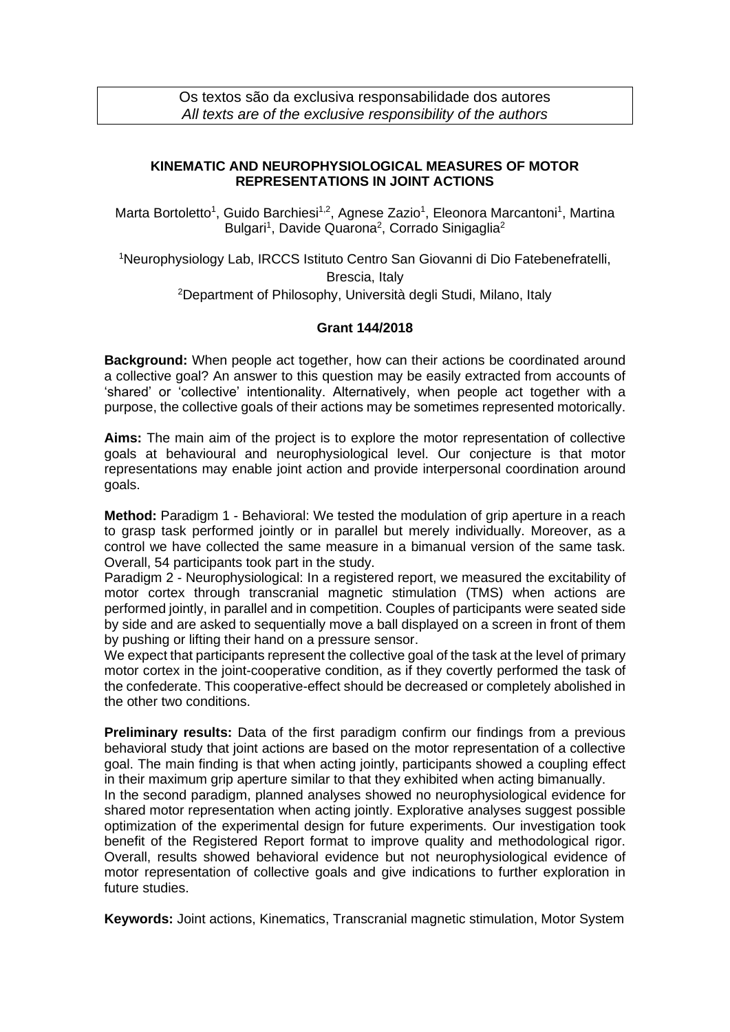Os textos são da exclusiva responsabilidade dos autores
*All texts are of the exclusive responsibility of the authors*

**KINEMATIC AND NEUROPHYSIOLOGICAL MEASURES OF MOTOR REPRESENTATIONS IN JOINT ACTIONS**

Marta Bortoletto[1], Guido Barchiesi[1,2], Agnese Zazio[1], Eleonora Marcantoni[1], Martina Bulgari[1], Davide Quarona[2], Corrado Sinigaglia[2]

[1]Neurophysiology Lab, IRCCS Istituto Centro San Giovanni di Dio Fatebenefratelli, Brescia, Italy
[2]Department of Philosophy, Università degli Studi, Milano, Italy

**Grant 144/2018**

**Background:** When people act together, how can their actions be coordinated around a collective goal? An answer to this question may be easily extracted from accounts of 'shared' or 'collective' intentionality. Alternatively, when people act together with a purpose, the collective goals of their actions may be sometimes represented motorically.

**Aims:** The main aim of the project is to explore the motor representation of collective goals at behavioural and neurophysiological level. Our conjecture is that motor representations may enable joint action and provide interpersonal coordination around goals.

**Method:** Paradigm 1 - Behavioral: We tested the modulation of grip aperture in a reach to grasp task performed jointly or in parallel but merely individually. Moreover, as a control we have collected the same measure in a bimanual version of the same task. Overall, 54 participants took part in the study.
Paradigm 2 - Neurophysiological: In a registered report, we measured the excitability of motor cortex through transcranial magnetic stimulation (TMS) when actions are performed jointly, in parallel and in competition. Couples of participants were seated side by side and are asked to sequentially move a ball displayed on a screen in front of them by pushing or lifting their hand on a pressure sensor.
We expect that participants represent the collective goal of the task at the level of primary motor cortex in the joint-cooperative condition, as if they covertly performed the task of the confederate. This cooperative-effect should be decreased or completely abolished in the other two conditions.

**Preliminary results:** Data of the first paradigm confirm our findings from a previous behavioral study that joint actions are based on the motor representation of a collective goal. The main finding is that when acting jointly, participants showed a coupling effect in their maximum grip aperture similar to that they exhibited when acting bimanually.
In the second paradigm, planned analyses showed no neurophysiological evidence for shared motor representation when acting jointly. Explorative analyses suggest possible optimization of the experimental design for future experiments. Our investigation took benefit of the Registered Report format to improve quality and methodological rigor. Overall, results showed behavioral evidence but not neurophysiological evidence of motor representation of collective goals and give indications to further exploration in future studies.

**Keywords:** Joint actions, Kinematics, Transcranial magnetic stimulation, Motor System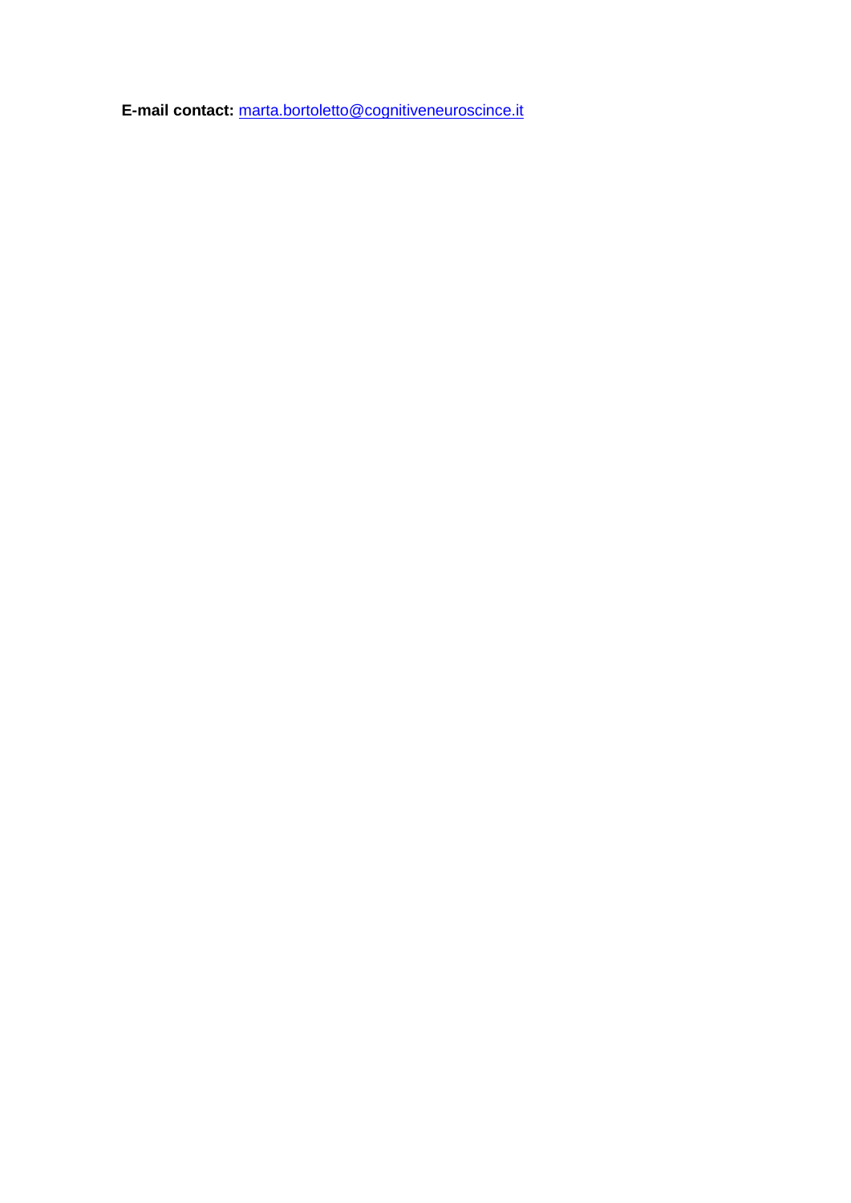**E-mail contact:** marta.bortoletto@cognitiveneuroscince.it